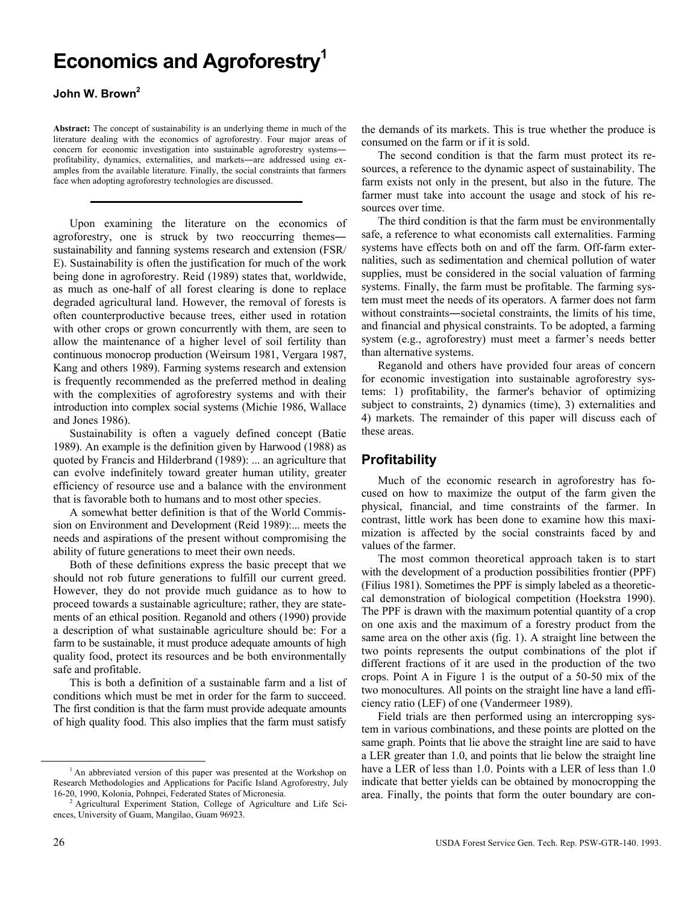# Economics and Agroforestry[1]

**John W. Brown[2]**

**Abstract:** The concept of sustainability is an underlying theme in much of the literature dealing with the economics of agroforestry. Four major areas of concern for economic investigation into sustainable agroforestry systems—profitability, dynamics, externalities, and markets—are addressed using examples from the available literature. Finally, the social constraints that farmers face when adopting agroforestry technologies are discussed.

---

Upon examining the literature on the economics of agroforestry, one is struck by two reoccurring themes—sustainability and fanning systems research and extension (FSR/E). Sustainability is often the justification for much of the work being done in agroforestry. Reid (1989) states that, worldwide, as much as one-half of all forest clearing is done to replace degraded agricultural land. However, the removal of forests is often counterproductive because trees, either used in rotation with other crops or grown concurrently with them, are seen to allow the maintenance of a higher level of soil fertility than continuous monocrop production (Weirsum 1981, Vergara 1987, Kang and others 1989). Farming systems research and extension is frequently recommended as the preferred method in dealing with the complexities of agroforestry systems and with their introduction into complex social systems (Michie 1986, Wallace and Jones 1986).

Sustainability is often a vaguely defined concept (Batie 1989). An example is the definition given by Harwood (1988) as quoted by Francis and Hilderbrand (1989): ... an agriculture that can evolve indefinitely toward greater human utility, greater efficiency of resource use and a balance with the environment that is favorable both to humans and to most other species.

A somewhat better definition is that of the World Commission on Environment and Development (Reid 1989):... meets the needs and aspirations of the present without compromising the ability of future generations to meet their own needs.

Both of these definitions express the basic precept that we should not rob future generations to fulfill our current greed. However, they do not provide much guidance as to how to proceed towards a sustainable agriculture; rather, they are statements of an ethical position. Reganold and others (1990) provide a description of what sustainable agriculture should be: For a farm to be sustainable, it must produce adequate amounts of high quality food, protect its resources and be both environmentally safe and profitable.

This is both a definition of a sustainable farm and a list of conditions which must be met in order for the farm to succeed. The first condition is that the farm must provide adequate amounts of high quality food. This also implies that the farm must satisfy the demands of its markets. This is true whether the produce is consumed on the farm or if it is sold.

The second condition is that the farm must protect its resources, a reference to the dynamic aspect of sustainability. The farm exists not only in the present, but also in the future. The farmer must take into account the usage and stock of his resources over time.

The third condition is that the farm must be environmentally safe, a reference to what economists call externalities. Farming systems have effects both on and off the farm. Off-farm externalities, such as sedimentation and chemical pollution of water supplies, must be considered in the social valuation of farming systems. Finally, the farm must be profitable. The farming system must meet the needs of its operators. A farmer does not farm without constraints—societal constraints, the limits of his time, and financial and physical constraints. To be adopted, a farming system (e.g., agroforestry) must meet a farmer's needs better than alternative systems.

Reganold and others have provided four areas of concern for economic investigation into sustainable agroforestry systems: 1) profitability, the farmer's behavior of optimizing subject to constraints, 2) dynamics (time), 3) externalities and 4) markets. The remainder of this paper will discuss each of these areas.

## Profitability

Much of the economic research in agroforestry has focused on how to maximize the output of the farm given the physical, financial, and time constraints of the farmer. In contrast, little work has been done to examine how this maximization is affected by the social constraints faced by and values of the farmer.

The most common theoretical approach taken is to start with the development of a production possibilities frontier (PPF) (Filius 1981). Sometimes the PPF is simply labeled as a theoretical demonstration of biological competition (Hoekstra 1990). The PPF is drawn with the maximum potential quantity of a crop on one axis and the maximum of a forestry product from the same area on the other axis (fig. 1). A straight line between the two points represents the output combinations of the plot if different fractions of it are used in the production of the two crops. Point A in Figure 1 is the output of a 50-50 mix of the two monocultures. All points on the straight line have a land efficiency ratio (LEF) of one (Vandermeer 1989).

Field trials are then performed using an intercropping system in various combinations, and these points are plotted on the same graph. Points that lie above the straight line are said to have a LER greater than 1.0, and points that lie below the straight line have a LER of less than 1.0. Points with a LER of less than 1.0 indicate that better yields can be obtained by monocropping the area. Finally, the points that form the outer boundary are con-

---

[1] An abbreviated version of this paper was presented at the Workshop on Research Methodologies and Applications for Pacific Island Agroforestry, July 16-20, 1990, Kolonia, Pohnpei, Federated States of Micronesia.

[2] Agricultural Experiment Station, College of Agriculture and Life Sciences, University of Guam, Mangilao, Guam 96923.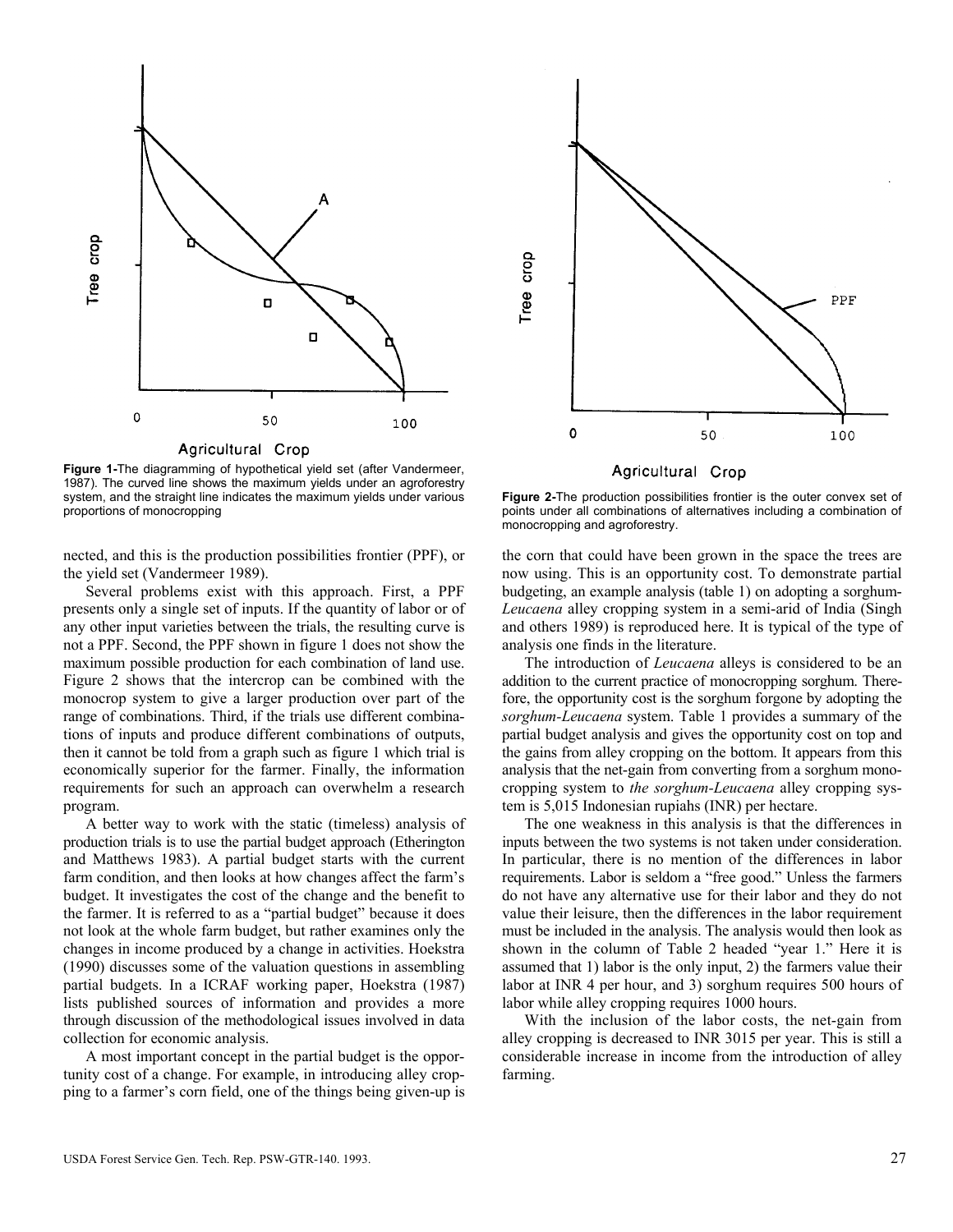Figure 1-The diagramming of hypothetical yield set (after Vandermeer, 1987). The curved line shows the maximum yields under an agroforestry system, and the straight line indicates the maximum yields under various proportions of monocropping

Figure 2-The production possibilities frontier is the outer convex set of points under all combinations of alternatives including a combination of monocropping and agroforestry.

nected, and this is the production possibilities frontier (PPF), or the yield set (Vandermeer 1989).

Several problems exist with this approach. First, a PPF presents only a single set of inputs. If the quantity of labor or of any other input varieties between the trials, the resulting curve is not a PPF. Second, the PPF shown in figure 1 does not show the maximum possible production for each combination of land use. Figure 2 shows that the intercrop can be combined with the monocrop system to give a larger production over part of the range of combinations. Third, if the trials use different combinations of inputs and produce different combinations of outputs, then it cannot be told from a graph such as figure 1 which trial is economically superior for the farmer. Finally, the information requirements for such an approach can overwhelm a research program.

A better way to work with the static (timeless) analysis of production trials is to use the partial budget approach (Etherington and Matthews 1983). A partial budget starts with the current farm condition, and then looks at how changes affect the farm's budget. It investigates the cost of the change and the benefit to the farmer. It is referred to as a "partial budget" because it does not look at the whole farm budget, but rather examines only the changes in income produced by a change in activities. Hoekstra (1990) discusses some of the valuation questions in assembling partial budgets. In a ICRAF working paper, Hoekstra (1987) lists published sources of information and provides a more through discussion of the methodological issues involved in data collection for economic analysis.

A most important concept in the partial budget is the opportunity cost of a change. For example, in introducing alley cropping to a farmer's corn field, one of the things being given-up is the corn that could have been grown in the space the trees are now using. This is an opportunity cost. To demonstrate partial budgeting, an example analysis (table 1) on adopting a sorghum-*Leucaena* alley cropping system in a semi-arid of India (Singh and others 1989) is reproduced here. It is typical of the type of analysis one finds in the literature.

The introduction of *Leucaena* alleys is considered to be an addition to the current practice of monocropping sorghum. Therefore, the opportunity cost is the sorghum forgone by adopting the *sorghum-Leucaena* system. Table 1 provides a summary of the partial budget analysis and gives the opportunity cost on top and the gains from alley cropping on the bottom. It appears from this analysis that the net-gain from converting from a sorghum monocropping system to *the sorghum-Leucaena* alley cropping system is 5,015 Indonesian rupiahs (INR) per hectare.

The one weakness in this analysis is that the differences in inputs between the two systems is not taken under consideration. In particular, there is no mention of the differences in labor requirements. Labor is seldom a "free good." Unless the farmers do not have any alternative use for their labor and they do not value their leisure, then the differences in the labor requirement must be included in the analysis. The analysis would then look as shown in the column of Table 2 headed "year 1." Here it is assumed that 1) labor is the only input, 2) the farmers value their labor at INR 4 per hour, and 3) sorghum requires 500 hours of labor while alley cropping requires 1000 hours.

With the inclusion of the labor costs, the net-gain from alley cropping is decreased to INR 3015 per year. This is still a considerable increase in income from the introduction of alley farming.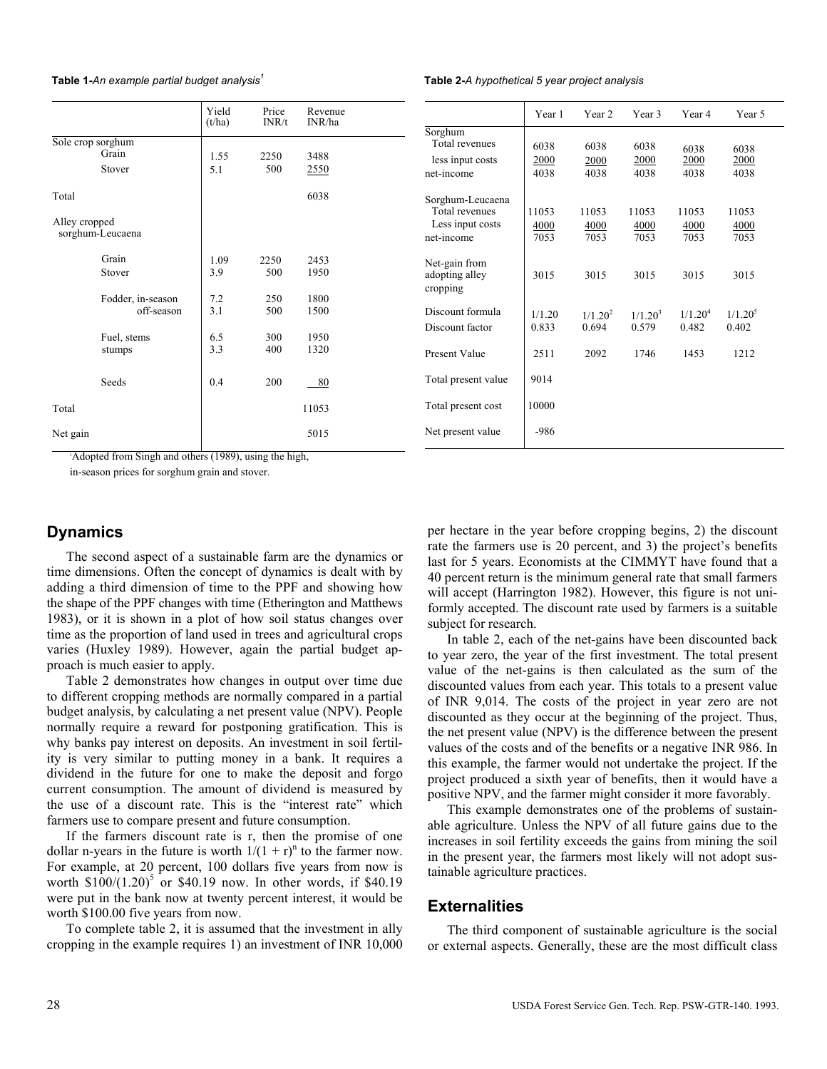**Table 1**-*An example partial budget analysis*[1]

| | Yield (t/ha) | Price INR/t | Revenue INR/ha |
|---|---|---|---|
| Sole crop sorghum | | | |
| Grain | 1.55 | 2250 | 3488 |
| Stover | 5.1 | 500 | 2550 |
| Total | | | 6038 |
| Alley cropped sorghum-Leucaena | | | |
| Grain | 1.09 | 2250 | 2453 |
| Stover | 3.9 | 500 | 1950 |
| Fodder, in-season | 7.2 | 250 | 1800 |
| off-season | 3.1 | 500 | 1500 |
| Fuel, stems | 6.5 | 300 | 1950 |
| stumps | 3.3 | 400 | 1320 |
| Seeds | 0.4 | 200 | 80 |
| Total | | | 11053 |
| Net gain | | | 5015 |

[1]Adopted from Singh and others (1989), using the high, in-season prices for sorghum grain and stover.

**Table 2**-*A hypothetical 5 year project analysis*

| | Year 1 | Year 2 | Year 3 | Year 4 | Year 5 |
|---|---|---|---|---|---|
| Sorghum | | | | | |
| Total revenues | 6038 | 6038 | 6038 | 6038 | 6038 |
| less input costs | 2000 | 2000 | 2000 | 2000 | 2000 |
| net-income | 4038 | 4038 | 4038 | 4038 | 4038 |
| Sorghum-Leucaena | | | | | |
| Total revenues | 11053 | 11053 | 11053 | 11053 | 11053 |
| Less input costs | 4000 | 4000 | 4000 | 4000 | 4000 |
| net-income | 7053 | 7053 | 7053 | 7053 | 7053 |
| Net-gain from adopting alley cropping | 3015 | 3015 | 3015 | 3015 | 3015 |
| Discount formula | $1/1.20$ | $1/1.20^2$ | $1/1.20^3$ | $1/1.20^4$ | $1/1.20^5$ |
| Discount factor | 0.833 | 0.694 | 0.579 | 0.482 | 0.402 |
| Present Value | 2511 | 2092 | 1746 | 1453 | 1212 |
| Total present value | 9014 | | | | |
| Total present cost | 10000 | | | | |
| Net present value | -986 | | | | |

## Dynamics

The second aspect of a sustainable farm are the dynamics or time dimensions. Often the concept of dynamics is dealt with by adding a third dimension of time to the PPF and showing how the shape of the PPF changes with time (Etherington and Matthews 1983), or it is shown in a plot of how soil status changes over time as the proportion of land used in trees and agricultural crops varies (Huxley 1989). However, again the partial budget approach is much easier to apply.

Table 2 demonstrates how changes in output over time due to different cropping methods are normally compared in a partial budget analysis, by calculating a net present value (NPV). People normally require a reward for postponing gratification. This is why banks pay interest on deposits. An investment in soil fertility is very similar to putting money in a bank. It requires a dividend in the future for one to make the deposit and forgo current consumption. The amount of dividend is measured by the use of a discount rate. This is the "interest rate" which farmers use to compare present and future consumption.

If the farmers discount rate is r, then the promise of one dollar n-years in the future is worth $1/(1 + r)^n$ to the farmer now. For example, at 20 percent, 100 dollars five years from now is worth $\$100/(1.20)^5$ or \$40.19 now. In other words, if \$40.19 were put in the bank now at twenty percent interest, it would be worth \$100.00 five years from now.

To complete table 2, it is assumed that the investment in ally cropping in the example requires 1) an investment of INR 10,000 per hectare in the year before cropping begins, 2) the discount rate the farmers use is 20 percent, and 3) the project's benefits last for 5 years. Economists at the CIMMYT have found that a 40 percent return is the minimum general rate that small farmers will accept (Harrington 1982). However, this figure is not uniformly accepted. The discount rate used by farmers is a suitable subject for research.

In table 2, each of the net-gains have been discounted back to year zero, the year of the first investment. The total present value of the net-gains is then calculated as the sum of the discounted values from each year. This totals to a present value of INR 9,014. The costs of the project in year zero are not discounted as they occur at the beginning of the project. Thus, the net present value (NPV) is the difference between the present values of the costs and of the benefits or a negative INR 986. In this example, the farmer would not undertake the project. If the project produced a sixth year of benefits, then it would have a positive NPV, and the farmer might consider it more favorably.

This example demonstrates one of the problems of sustainable agriculture. Unless the NPV of all future gains due to the increases in soil fertility exceeds the gains from mining the soil in the present year, the farmers most likely will not adopt sustainable agriculture practices.

## Externalities

The third component of sustainable agriculture is the social or external aspects. Generally, these are the most difficult class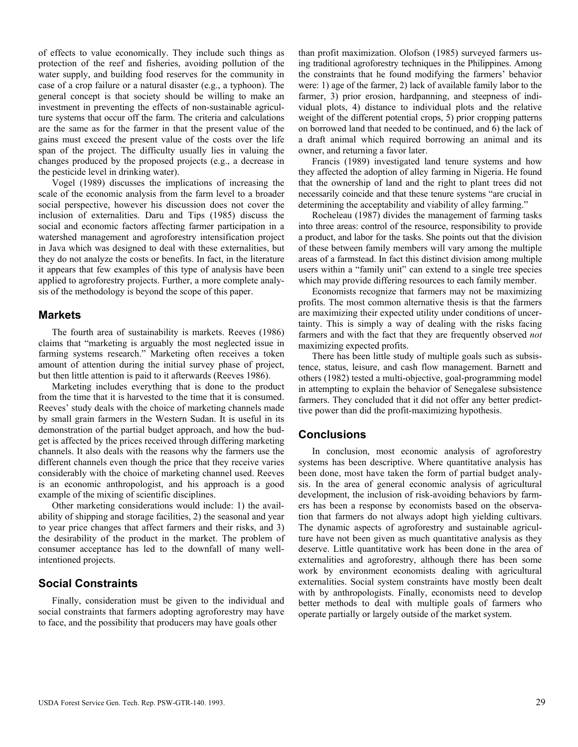of effects to value economically. They include such things as protection of the reef and fisheries, avoiding pollution of the water supply, and building food reserves for the community in case of a crop failure or a natural disaster (e.g., a typhoon). The general concept is that society should be willing to make an investment in preventing the effects of non-sustainable agriculture systems that occur off the farm. The criteria and calculations are the same as for the farmer in that the present value of the gains must exceed the present value of the costs over the life span of the project. The difficulty usually lies in valuing the changes produced by the proposed projects (e.g., a decrease in the pesticide level in drinking water).

Vogel (1989) discusses the implications of increasing the scale of the economic analysis from the farm level to a broader social perspective, however his discussion does not cover the inclusion of externalities. Daru and Tips (1985) discuss the social and economic factors affecting farmer participation in a watershed management and agroforestry intensification project in Java which was designed to deal with these externalities, but they do not analyze the costs or benefits. In fact, in the literature it appears that few examples of this type of analysis have been applied to agroforestry projects. Further, a more complete analysis of the methodology is beyond the scope of this paper.

## Markets

The fourth area of sustainability is markets. Reeves (1986) claims that "marketing is arguably the most neglected issue in farming systems research." Marketing often receives a token amount of attention during the initial survey phase of project, but then little attention is paid to it afterwards (Reeves 1986).

Marketing includes everything that is done to the product from the time that it is harvested to the time that it is consumed. Reeves' study deals with the choice of marketing channels made by small grain farmers in the Western Sudan. It is useful in its demonstration of the partial budget approach, and how the budget is affected by the prices received through differing marketing channels. It also deals with the reasons why the farmers use the different channels even though the price that they receive varies considerably with the choice of marketing channel used. Reeves is an economic anthropologist, and his approach is a good example of the mixing of scientific disciplines.

Other marketing considerations would include: 1) the availability of shipping and storage facilities, 2) the seasonal and year to year price changes that affect farmers and their risks, and 3) the desirability of the product in the market. The problem of consumer acceptance has led to the downfall of many well-intentioned projects.

## Social Constraints

Finally, consideration must be given to the individual and social constraints that farmers adopting agroforestry may have to face, and the possibility that producers may have goals other than profit maximization. Olofson (1985) surveyed farmers using traditional agroforestry techniques in the Philippines. Among the constraints that he found modifying the farmers' behavior were: 1) age of the farmer, 2) lack of available family labor to the farmer, 3) prior erosion, hardpanning, and steepness of individual plots, 4) distance to individual plots and the relative weight of the different potential crops, 5) prior cropping patterns on borrowed land that needed to be continued, and 6) the lack of a draft animal which required borrowing an animal and its owner, and returning a favor later.

Francis (1989) investigated land tenure systems and how they affected the adoption of alley farming in Nigeria. He found that the ownership of land and the right to plant trees did not necessarily coincide and that these tenure systems "are crucial in determining the acceptability and viability of alley farming."

Rocheleau (1987) divides the management of farming tasks into three areas: control of the resource, responsibility to provide a product, and labor for the tasks. She points out that the division of these between family members will vary among the multiple areas of a farmstead. In fact this distinct division among multiple users within a "family unit" can extend to a single tree species which may provide differing resources to each family member.

Economists recognize that farmers may not be maximizing profits. The most common alternative thesis is that the farmers are maximizing their expected utility under conditions of uncertainty. This is simply a way of dealing with the risks facing farmers and with the fact that they are frequently observed *not* maximizing expected profits.

There has been little study of multiple goals such as subsistence, status, leisure, and cash flow management. Barnett and others (1982) tested a multi-objective, goal-programming model in attempting to explain the behavior of Senegalese subsistence farmers. They concluded that it did not offer any better predictive power than did the profit-maximizing hypothesis.

## Conclusions

In conclusion, most economic analysis of agroforestry systems has been descriptive. Where quantitative analysis has been done, most have taken the form of partial budget analysis. In the area of general economic analysis of agricultural development, the inclusion of risk-avoiding behaviors by farmers has been a response by economists based on the observation that farmers do not always adopt high yielding cultivars. The dynamic aspects of agroforestry and sustainable agriculture have not been given as much quantitative analysis as they deserve. Little quantitative work has been done in the area of externalities and agroforestry, although there has been some work by environment economists dealing with agricultural externalities. Social system constraints have mostly been dealt with by anthropologists. Finally, economists need to develop better methods to deal with multiple goals of farmers who operate partially or largely outside of the market system.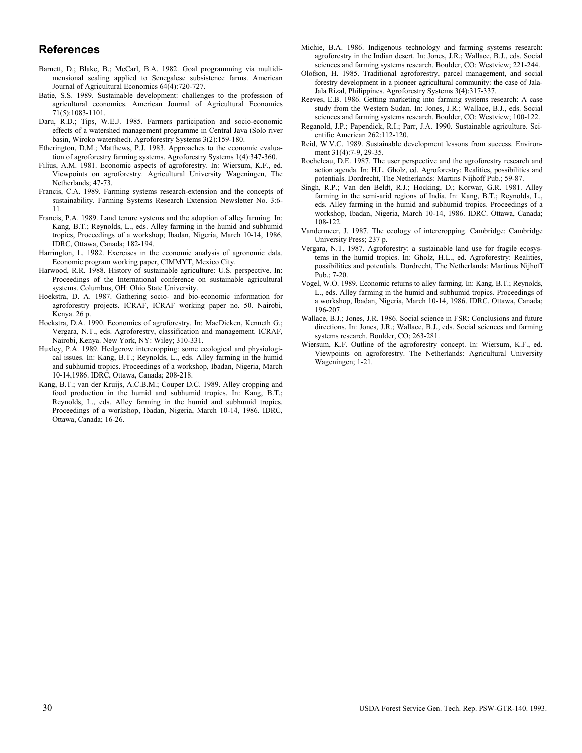## References

Barnett, D.; Blake, B.; McCarl, B.A. 1982. Goal programming via multidimensional scaling applied to Senegalese subsistence farms. American Journal of Agricultural Economics 64(4):720-727.

Batie, S.S. 1989. Sustainable development: challenges to the profession of agricultural economics. American Journal of Agricultural Economics 71(5):1083-1101.

Daru, R.D.; Tips, W.E.J. 1985. Farmers participation and socio-economic effects of a watershed management programme in Central Java (Solo river basin, Wiroko watershed). Agroforestry Systems 3(2):159-180.

Etherington, D.M.; Matthews, P.J. 1983. Approaches to the economic evaluation of agroforestry farming systems. Agroforestry Systems 1(4):347-360.

Filius, A.M. 1981. Economic aspects of agroforestry. In: Wiersum, K.F., ed. Viewpoints on agroforestry. Agricultural University Wageningen, The Netherlands; 47-73.

Francis, C.A. 1989. Farming systems research-extension and the concepts of sustainability. Farming Systems Research Extension Newsletter No. 3:6-11.

Francis, P.A. 1989. Land tenure systems and the adoption of alley farming. In: Kang, B.T.; Reynolds, L., eds. Alley farming in the humid and subhumid tropics, Proceedings of a workshop; Ibadan, Nigeria, March 10-14, 1986. IDRC, Ottawa, Canada; 182-194.

Harrington, L. 1982. Exercises in the economic analysis of agronomic data. Economic program working paper, CIMMYT, Mexico City.

Harwood, R.R. 1988. History of sustainable agriculture: U.S. perspective. In: Proceedings of the International conference on sustainable agricultural systems. Columbus, OH: Ohio State University.

Hoekstra, D. A. 1987. Gathering socio- and bio-economic information for agroforestry projects. ICRAF, ICRAF working paper no. 50. Nairobi, Kenya. 26 p.

Hoekstra, D.A. 1990. Economics of agroforestry. In: MacDicken, Kenneth G.; Vergara, N.T., eds. Agroforestry, classification and management. ICRAF, Nairobi, Kenya. New York, NY: Wiley; 310-331.

Huxley, P.A. 1989. Hedgerow intercropping: some ecological and physiological issues. In: Kang, B.T.; Reynolds, L., eds. Alley farming in the humid and subhumid tropics. Proceedings of a workshop, Ibadan, Nigeria, March 10-14,1986. IDRC, Ottawa, Canada; 208-218.

Kang, B.T.; van der Kruijs, A.C.B.M.; Couper D.C. 1989. Alley cropping and food production in the humid and subhumid tropics. In: Kang, B.T.; Reynolds, L., eds. Alley farming in the humid and subhumid tropics. Proceedings of a workshop, Ibadan, Nigeria, March 10-14, 1986. IDRC, Ottawa, Canada; 16-26.

Michie, B.A. 1986. Indigenous technology and farming systems research: agroforestry in the Indian desert. In: Jones, J.R.; Wallace, B.J., eds. Social sciences and farming systems research. Boulder, CO: Westview; 221-244.

Olofson, H. 1985. Traditional agroforestry, parcel management, and social forestry development in a pioneer agricultural community: the case of Jala-Jala Rizal, Philippines. Agroforestry Systems 3(4):317-337.

Reeves, E.B. 1986. Getting marketing into farming systems research: A case study from the Western Sudan. In: Jones, J.R.; Wallace, B.J., eds. Social sciences and farming systems research. Boulder, CO: Westview; 100-122.

Reganold, J.P.; Papendick, R.I.; Parr, J.A. 1990. Sustainable agriculture. Scientific American 262:112-120.

Reid, W.V.C. 1989. Sustainable development lessons from success. Environment 31(4):7-9, 29-35.

Rocheleau, D.E. 1987. The user perspective and the agroforestry research and action agenda. In: H.L. Gholz, ed. Agroforestry: Realities, possibilities and potentials. Dordrecht, The Netherlands: Martins Nijhoff Pub.; 59-87.

Singh, R.P.; Van den Beldt, R.J.; Hocking, D.; Korwar, G.R. 1981. Alley farming in the semi-arid regions of India. In: Kang, B.T.; Reynolds, L., eds. Alley farming in the humid and subhumid tropics. Proceedings of a workshop, Ibadan, Nigeria, March 10-14, 1986. IDRC. Ottawa, Canada; 108-122.

Vandermeer, J. 1987. The ecology of intercropping. Cambridge: Cambridge University Press; 237 p.

Vergara, N.T. 1987. Agroforestry: a sustainable land use for fragile ecosystems in the humid tropics. In: Gholz, H.L., ed. Agroforestry: Realities, possibilities and potentials. Dordrecht, The Netherlands: Martinus Nijhoff Pub.; 7-20.

Vogel, W.O. 1989. Economic returns to alley farming. In: Kang, B.T.; Reynolds, L., eds. Alley farming in the humid and subhumid tropics. Proceedings of a workshop, Ibadan, Nigeria, March 10-14, 1986. IDRC. Ottawa, Canada; 196-207.

Wallace, B.J.; Jones, J.R. 1986. Social science in FSR: Conclusions and future directions. In: Jones, J.R.; Wallace, B.J., eds. Social sciences and farming systems research. Boulder, CO; 263-281.

Wiersum, K.F. Outline of the agroforestry concept. In: Wiersum, K.F., ed. Viewpoints on agroforestry. The Netherlands: Agricultural University Wageningen; 1-21.